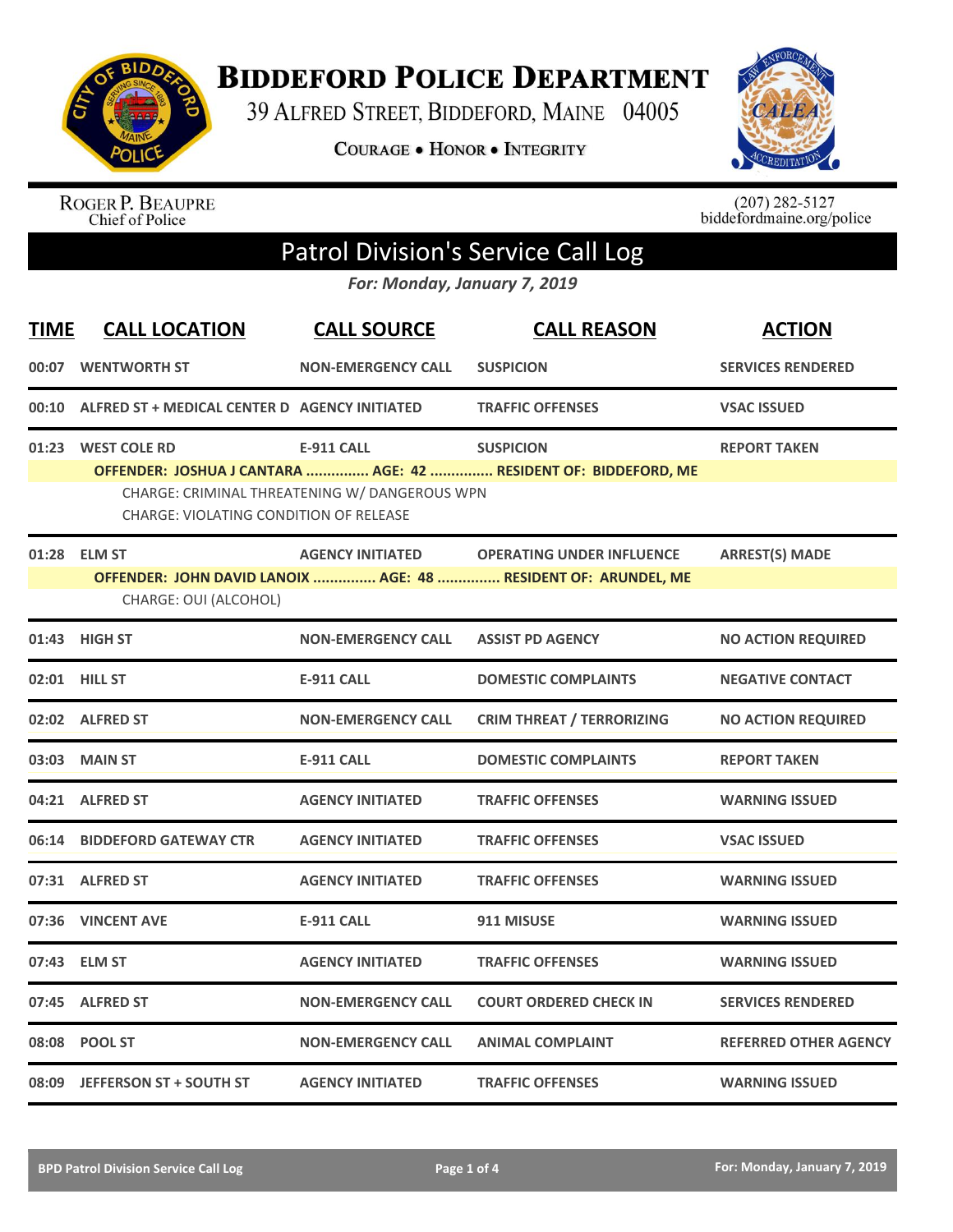# Biddeford Police Department

39 Alfred Street, Biddeford, Maine 04005

**Courage • Honor • Integrity**

Roger P. Beaupre
Chief of Police

(207) 282-5127
biddefordmaine.org/police

## Patrol Division's Service Call Log

*For: Monday, January 7, 2019*

| TIME | CALL LOCATION | CALL SOURCE | CALL REASON | ACTION |
|---|---|---|---|---|
| 00:07 | WENTWORTH ST | NON-EMERGENCY CALL | SUSPICION | SERVICES RENDERED |
| 00:10 | ALFRED ST + MEDICAL CENTER D | AGENCY INITIATED | TRAFFIC OFFENSES | VSAC ISSUED |
| 01:23 | WEST COLE RD | E-911 CALL | SUSPICION | REPORT TAKEN |
| | OFFENDER: JOSHUA J CANTARA ............... AGE: 42 ............... RESIDENT OF: BIDDEFORD, ME | | | |
| | CHARGE: CRIMINAL THREATENING W/ DANGEROUS WPN | | | |
| | CHARGE: VIOLATING CONDITION OF RELEASE | | | |
| 01:28 | ELM ST | AGENCY INITIATED | OPERATING UNDER INFLUENCE | ARREST(S) MADE |
| | OFFENDER: JOHN DAVID LANOIX ............... AGE: 48 ............... RESIDENT OF: ARUNDEL, ME | | | |
| | CHARGE: OUI (ALCOHOL) | | | |
| 01:43 | HIGH ST | NON-EMERGENCY CALL | ASSIST PD AGENCY | NO ACTION REQUIRED |
| 02:01 | HILL ST | E-911 CALL | DOMESTIC COMPLAINTS | NEGATIVE CONTACT |
| 02:02 | ALFRED ST | NON-EMERGENCY CALL | CRIM THREAT / TERRORIZING | NO ACTION REQUIRED |
| 03:03 | MAIN ST | E-911 CALL | DOMESTIC COMPLAINTS | REPORT TAKEN |
| 04:21 | ALFRED ST | AGENCY INITIATED | TRAFFIC OFFENSES | WARNING ISSUED |
| 06:14 | BIDDEFORD GATEWAY CTR | AGENCY INITIATED | TRAFFIC OFFENSES | VSAC ISSUED |
| 07:31 | ALFRED ST | AGENCY INITIATED | TRAFFIC OFFENSES | WARNING ISSUED |
| 07:36 | VINCENT AVE | E-911 CALL | 911 MISUSE | WARNING ISSUED |
| 07:43 | ELM ST | AGENCY INITIATED | TRAFFIC OFFENSES | WARNING ISSUED |
| 07:45 | ALFRED ST | NON-EMERGENCY CALL | COURT ORDERED CHECK IN | SERVICES RENDERED |
| 08:08 | POOL ST | NON-EMERGENCY CALL | ANIMAL COMPLAINT | REFERRED OTHER AGENCY |
| 08:09 | JEFFERSON ST + SOUTH ST | AGENCY INITIATED | TRAFFIC OFFENSES | WARNING ISSUED |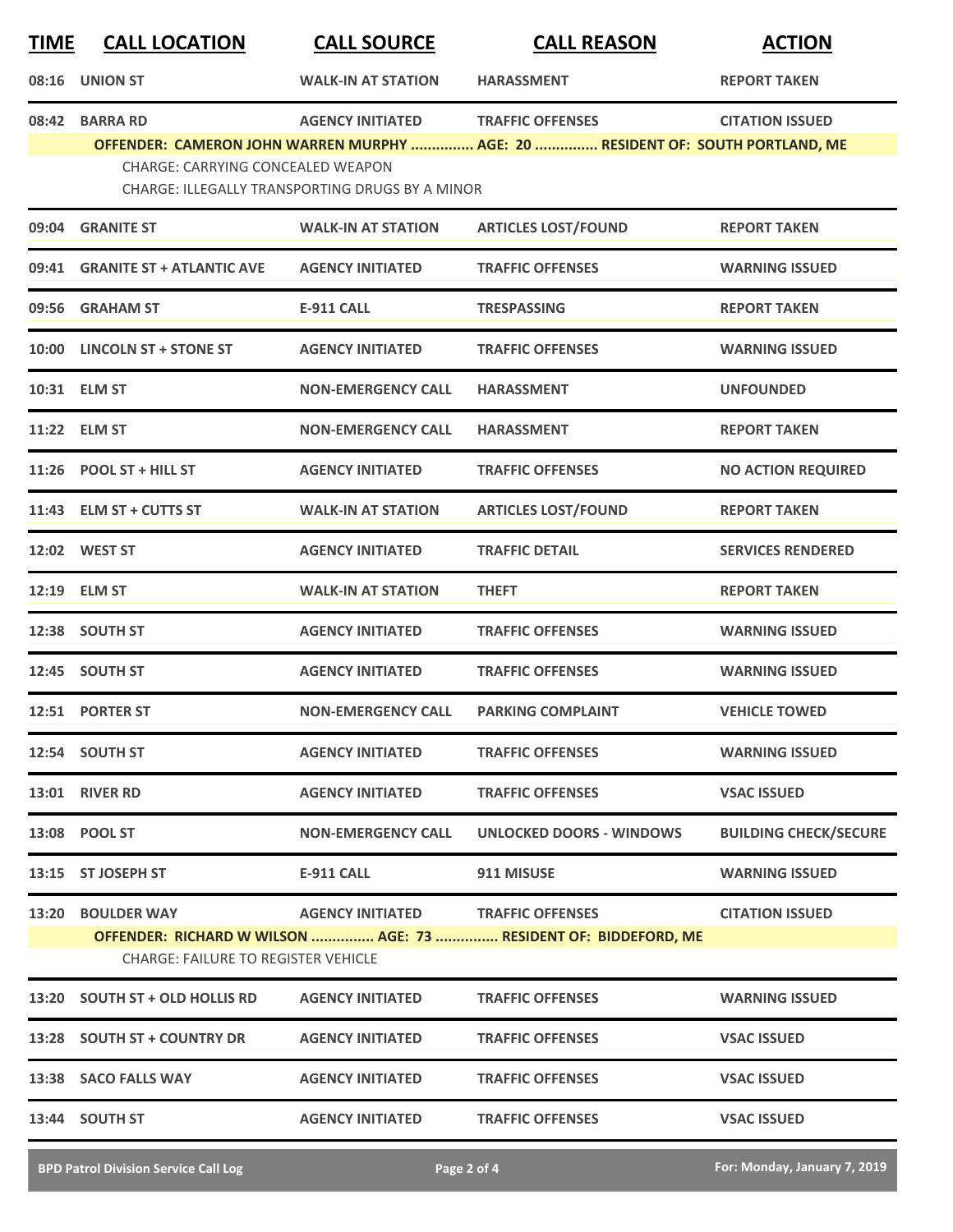| TIME | CALL LOCATION | CALL SOURCE | CALL REASON | ACTION |
|---|---|---|---|---|
| 08:16 | UNION ST | WALK-IN AT STATION | HARASSMENT | REPORT TAKEN |
| 08:42 | BARRA RD | AGENCY INITIATED | TRAFFIC OFFENSES | CITATION ISSUED |
| | OFFENDER: CAMERON JOHN WARREN MURPHY ............... AGE: 20 ............... RESIDENT OF: SOUTH PORTLAND, ME | | | |
| | CHARGE: CARRYING CONCEALED WEAPON | | | |
| | CHARGE: ILLEGALLY TRANSPORTING DRUGS BY A MINOR | | | |
| 09:04 | GRANITE ST | WALK-IN AT STATION | ARTICLES LOST/FOUND | REPORT TAKEN |
| 09:41 | GRANITE ST + ATLANTIC AVE | AGENCY INITIATED | TRAFFIC OFFENSES | WARNING ISSUED |
| 09:56 | GRAHAM ST | E-911 CALL | TRESPASSING | REPORT TAKEN |
| 10:00 | LINCOLN ST + STONE ST | AGENCY INITIATED | TRAFFIC OFFENSES | WARNING ISSUED |
| 10:31 | ELM ST | NON-EMERGENCY CALL | HARASSMENT | UNFOUNDED |
| 11:22 | ELM ST | NON-EMERGENCY CALL | HARASSMENT | REPORT TAKEN |
| 11:26 | POOL ST + HILL ST | AGENCY INITIATED | TRAFFIC OFFENSES | NO ACTION REQUIRED |
| 11:43 | ELM ST + CUTTS ST | WALK-IN AT STATION | ARTICLES LOST/FOUND | REPORT TAKEN |
| 12:02 | WEST ST | AGENCY INITIATED | TRAFFIC DETAIL | SERVICES RENDERED |
| 12:19 | ELM ST | WALK-IN AT STATION | THEFT | REPORT TAKEN |
| 12:38 | SOUTH ST | AGENCY INITIATED | TRAFFIC OFFENSES | WARNING ISSUED |
| 12:45 | SOUTH ST | AGENCY INITIATED | TRAFFIC OFFENSES | WARNING ISSUED |
| 12:51 | PORTER ST | NON-EMERGENCY CALL | PARKING COMPLAINT | VEHICLE TOWED |
| 12:54 | SOUTH ST | AGENCY INITIATED | TRAFFIC OFFENSES | WARNING ISSUED |
| 13:01 | RIVER RD | AGENCY INITIATED | TRAFFIC OFFENSES | VSAC ISSUED |
| 13:08 | POOL ST | NON-EMERGENCY CALL | UNLOCKED DOORS - WINDOWS | BUILDING CHECK/SECURE |
| 13:15 | ST JOSEPH ST | E-911 CALL | 911 MISUSE | WARNING ISSUED |
| 13:20 | BOULDER WAY | AGENCY INITIATED | TRAFFIC OFFENSES | CITATION ISSUED |
| | OFFENDER: RICHARD W WILSON ............... AGE: 73 ............... RESIDENT OF: BIDDEFORD, ME | | | |
| | CHARGE: FAILURE TO REGISTER VEHICLE | | | |
| 13:20 | SOUTH ST + OLD HOLLIS RD | AGENCY INITIATED | TRAFFIC OFFENSES | WARNING ISSUED |
| 13:28 | SOUTH ST + COUNTRY DR | AGENCY INITIATED | TRAFFIC OFFENSES | VSAC ISSUED |
| 13:38 | SACO FALLS WAY | AGENCY INITIATED | TRAFFIC OFFENSES | VSAC ISSUED |
| 13:44 | SOUTH ST | AGENCY INITIATED | TRAFFIC OFFENSES | VSAC ISSUED |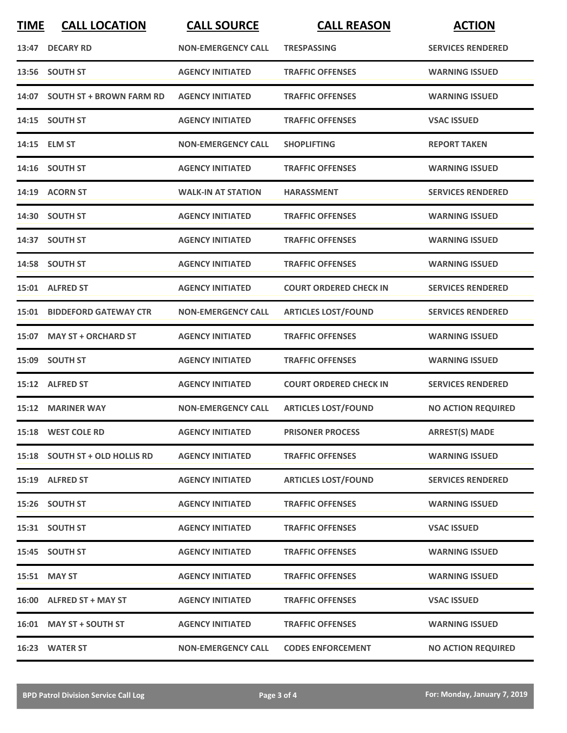| TIME | CALL LOCATION | CALL SOURCE | CALL REASON | ACTION |
|---|---|---|---|---|
| 13:47 | DECARY RD | NON-EMERGENCY CALL | TRESPASSING | SERVICES RENDERED |
| 13:56 | SOUTH ST | AGENCY INITIATED | TRAFFIC OFFENSES | WARNING ISSUED |
| 14:07 | SOUTH ST + BROWN FARM RD | AGENCY INITIATED | TRAFFIC OFFENSES | WARNING ISSUED |
| 14:15 | SOUTH ST | AGENCY INITIATED | TRAFFIC OFFENSES | VSAC ISSUED |
| 14:15 | ELM ST | NON-EMERGENCY CALL | SHOPLIFTING | REPORT TAKEN |
| 14:16 | SOUTH ST | AGENCY INITIATED | TRAFFIC OFFENSES | WARNING ISSUED |
| 14:19 | ACORN ST | WALK-IN AT STATION | HARASSMENT | SERVICES RENDERED |
| 14:30 | SOUTH ST | AGENCY INITIATED | TRAFFIC OFFENSES | WARNING ISSUED |
| 14:37 | SOUTH ST | AGENCY INITIATED | TRAFFIC OFFENSES | WARNING ISSUED |
| 14:58 | SOUTH ST | AGENCY INITIATED | TRAFFIC OFFENSES | WARNING ISSUED |
| 15:01 | ALFRED ST | AGENCY INITIATED | COURT ORDERED CHECK IN | SERVICES RENDERED |
| 15:01 | BIDDEFORD GATEWAY CTR | NON-EMERGENCY CALL | ARTICLES LOST/FOUND | SERVICES RENDERED |
| 15:07 | MAY ST + ORCHARD ST | AGENCY INITIATED | TRAFFIC OFFENSES | WARNING ISSUED |
| 15:09 | SOUTH ST | AGENCY INITIATED | TRAFFIC OFFENSES | WARNING ISSUED |
| 15:12 | ALFRED ST | AGENCY INITIATED | COURT ORDERED CHECK IN | SERVICES RENDERED |
| 15:12 | MARINER WAY | NON-EMERGENCY CALL | ARTICLES LOST/FOUND | NO ACTION REQUIRED |
| 15:18 | WEST COLE RD | AGENCY INITIATED | PRISONER PROCESS | ARREST(S) MADE |
| 15:18 | SOUTH ST + OLD HOLLIS RD | AGENCY INITIATED | TRAFFIC OFFENSES | WARNING ISSUED |
| 15:19 | ALFRED ST | AGENCY INITIATED | ARTICLES LOST/FOUND | SERVICES RENDERED |
| 15:26 | SOUTH ST | AGENCY INITIATED | TRAFFIC OFFENSES | WARNING ISSUED |
| 15:31 | SOUTH ST | AGENCY INITIATED | TRAFFIC OFFENSES | VSAC ISSUED |
| 15:45 | SOUTH ST | AGENCY INITIATED | TRAFFIC OFFENSES | WARNING ISSUED |
| 15:51 | MAY ST | AGENCY INITIATED | TRAFFIC OFFENSES | WARNING ISSUED |
| 16:00 | ALFRED ST + MAY ST | AGENCY INITIATED | TRAFFIC OFFENSES | VSAC ISSUED |
| 16:01 | MAY ST + SOUTH ST | AGENCY INITIATED | TRAFFIC OFFENSES | WARNING ISSUED |
| 16:23 | WATER ST | NON-EMERGENCY CALL | CODES ENFORCEMENT | NO ACTION REQUIRED |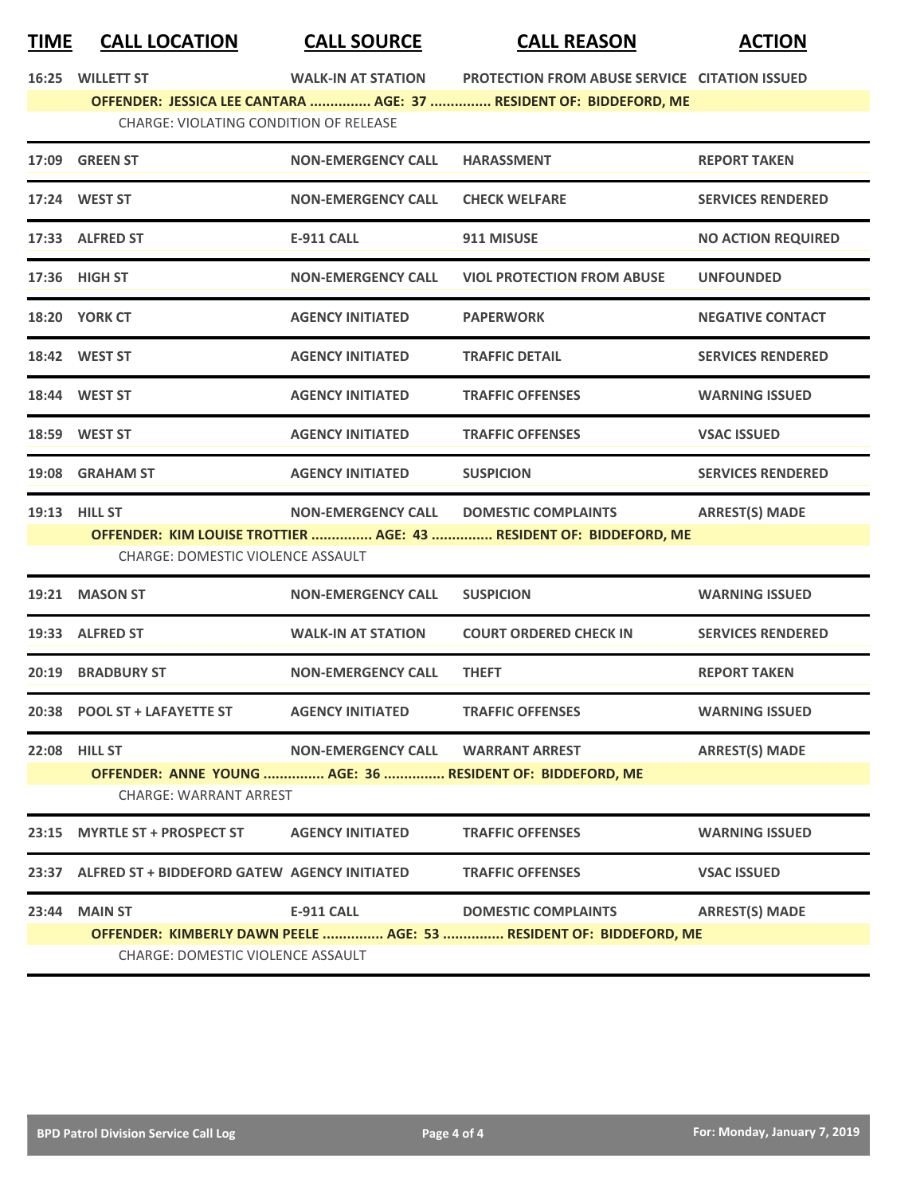| TIME | CALL LOCATION | CALL SOURCE | CALL REASON | ACTION |
|---|---|---|---|---|
| 16:25 | WILLETT ST | WALK-IN AT STATION | PROTECTION FROM ABUSE SERVICE | CITATION ISSUED |
| | OFFENDER: JESSICA LEE CANTARA ............... AGE: 37 ............... RESIDENT OF: BIDDEFORD, ME | | | |
| | CHARGE: VIOLATING CONDITION OF RELEASE | | | |
| 17:09 | GREEN ST | NON-EMERGENCY CALL | HARASSMENT | REPORT TAKEN |
| 17:24 | WEST ST | NON-EMERGENCY CALL | CHECK WELFARE | SERVICES RENDERED |
| 17:33 | ALFRED ST | E-911 CALL | 911 MISUSE | NO ACTION REQUIRED |
| 17:36 | HIGH ST | NON-EMERGENCY CALL | VIOL PROTECTION FROM ABUSE | UNFOUNDED |
| 18:20 | YORK CT | AGENCY INITIATED | PAPERWORK | NEGATIVE CONTACT |
| 18:42 | WEST ST | AGENCY INITIATED | TRAFFIC DETAIL | SERVICES RENDERED |
| 18:44 | WEST ST | AGENCY INITIATED | TRAFFIC OFFENSES | WARNING ISSUED |
| 18:59 | WEST ST | AGENCY INITIATED | TRAFFIC OFFENSES | VSAC ISSUED |
| 19:08 | GRAHAM ST | AGENCY INITIATED | SUSPICION | SERVICES RENDERED |
| 19:13 | HILL ST | NON-EMERGENCY CALL | DOMESTIC COMPLAINTS | ARREST(S) MADE |
| | OFFENDER: KIM LOUISE TROTTIER ............... AGE: 43 ............... RESIDENT OF: BIDDEFORD, ME | | | |
| | CHARGE: DOMESTIC VIOLENCE ASSAULT | | | |
| 19:21 | MASON ST | NON-EMERGENCY CALL | SUSPICION | WARNING ISSUED |
| 19:33 | ALFRED ST | WALK-IN AT STATION | COURT ORDERED CHECK IN | SERVICES RENDERED |
| 20:19 | BRADBURY ST | NON-EMERGENCY CALL | THEFT | REPORT TAKEN |
| 20:38 | POOL ST + LAFAYETTE ST | AGENCY INITIATED | TRAFFIC OFFENSES | WARNING ISSUED |
| 22:08 | HILL ST | NON-EMERGENCY CALL | WARRANT ARREST | ARREST(S) MADE |
| | OFFENDER: ANNE YOUNG ............... AGE: 36 ............... RESIDENT OF: BIDDEFORD, ME | | | |
| | CHARGE: WARRANT ARREST | | | |
| 23:15 | MYRTLE ST + PROSPECT ST | AGENCY INITIATED | TRAFFIC OFFENSES | WARNING ISSUED |
| 23:37 | ALFRED ST + BIDDEFORD GATEW | AGENCY INITIATED | TRAFFIC OFFENSES | VSAC ISSUED |
| 23:44 | MAIN ST | E-911 CALL | DOMESTIC COMPLAINTS | ARREST(S) MADE |
| | OFFENDER: KIMBERLY DAWN PEELE ............... AGE: 53 ............... RESIDENT OF: BIDDEFORD, ME | | | |
| | CHARGE: DOMESTIC VIOLENCE ASSAULT | | | |